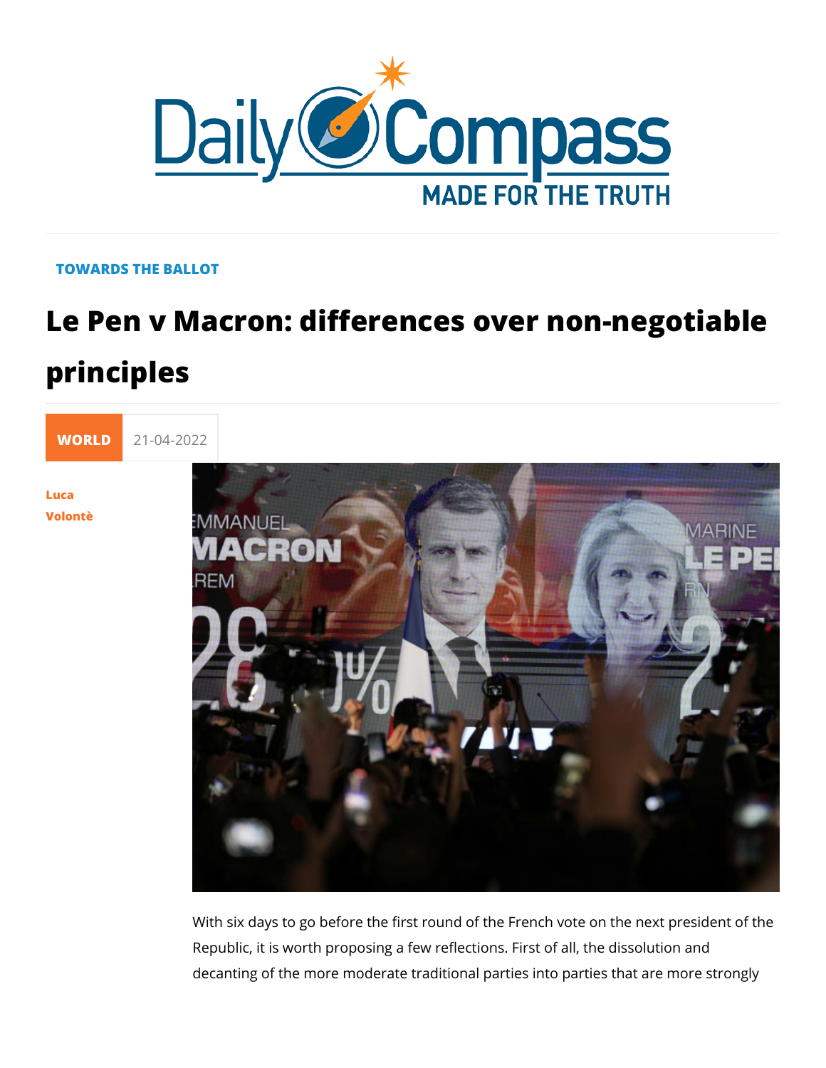TOWARDS THE BALLOT

# Le Pen v Macron: differences over non-negotiable principles

WORLD 21-04-2022

Luca Volontè

With six days to go before the first round of the French vote on the next president of the Republic, it is worth proposing a few reflections. First of all, the dissolution and decanting of the more moderate traditional parties into parties that are more strongly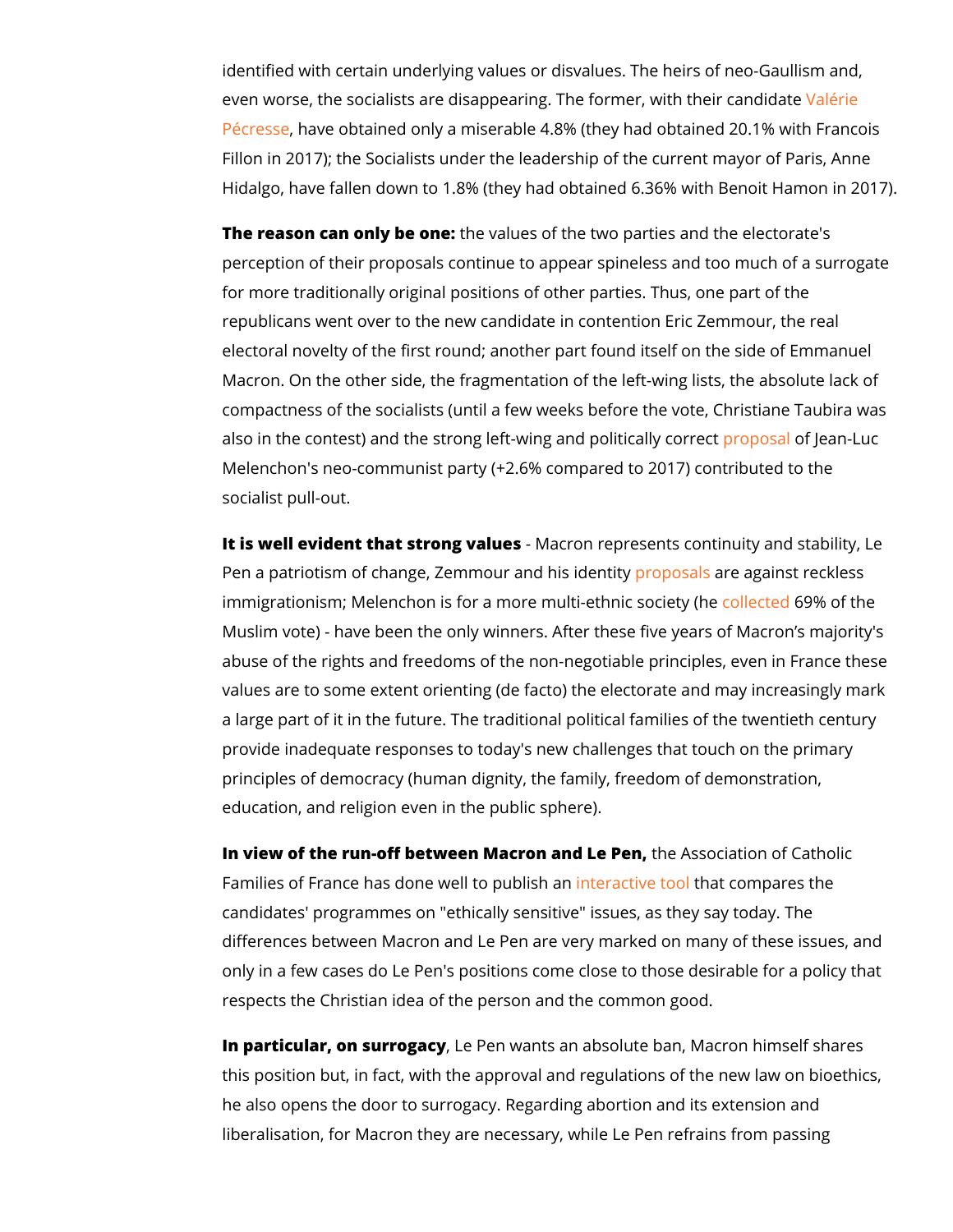identified with certain underlying values or disvalues. The heirs of neo-Gaullism and, even worse, the socialists are disappearing. The former, with their candidate Valérie Pécresse, have obtained only a miserable 4.8% (they had obtained 20.1% with Francois Fillon in 2017); the Socialists under the leadership of the current mayor of Paris, Anne Hidalgo, have fallen down to 1.8% (they had obtained 6.36% with Benoit Hamon in 2017).

**The reason can only be one:** the values of the two parties and the electorate's perception of their proposals continue to appear spineless and too much of a surrogate for more traditionally original positions of other parties. Thus, one part of the republicans went over to the new candidate in contention Eric Zemmour, the real electoral novelty of the first round; another part found itself on the side of Emmanuel Macron. On the other side, the fragmentation of the left-wing lists, the absolute lack of compactness of the socialists (until a few weeks before the vote, Christiane Taubira was also in the contest) and the strong left-wing and politically correct proposal of Jean-Luc Melenchon's neo-communist party (+2.6% compared to 2017) contributed to the socialist pull-out.

**It is well evident that strong values** - Macron represents continuity and stability, Le Pen a patriotism of change, Zemmour and his identity proposals are against reckless immigrationism; Melenchon is for a more multi-ethnic society (he collected 69% of the Muslim vote) - have been the only winners. After these five years of Macron's majority's abuse of the rights and freedoms of the non-negotiable principles, even in France these values are to some extent orienting (de facto) the electorate and may increasingly mark a large part of it in the future. The traditional political families of the twentieth century provide inadequate responses to today's new challenges that touch on the primary principles of democracy (human dignity, the family, freedom of demonstration, education, and religion even in the public sphere).

**In view of the run-off between Macron and Le Pen,** the Association of Catholic Families of France has done well to publish an interactive tool that compares the candidates' programmes on "ethically sensitive" issues, as they say today. The differences between Macron and Le Pen are very marked on many of these issues, and only in a few cases do Le Pen's positions come close to those desirable for a policy that respects the Christian idea of the person and the common good.

**In particular, on surrogacy**, Le Pen wants an absolute ban, Macron himself shares this position but, in fact, with the approval and regulations of the new law on bioethics, he also opens the door to surrogacy. Regarding abortion and its extension and liberalisation, for Macron they are necessary, while Le Pen refrains from passing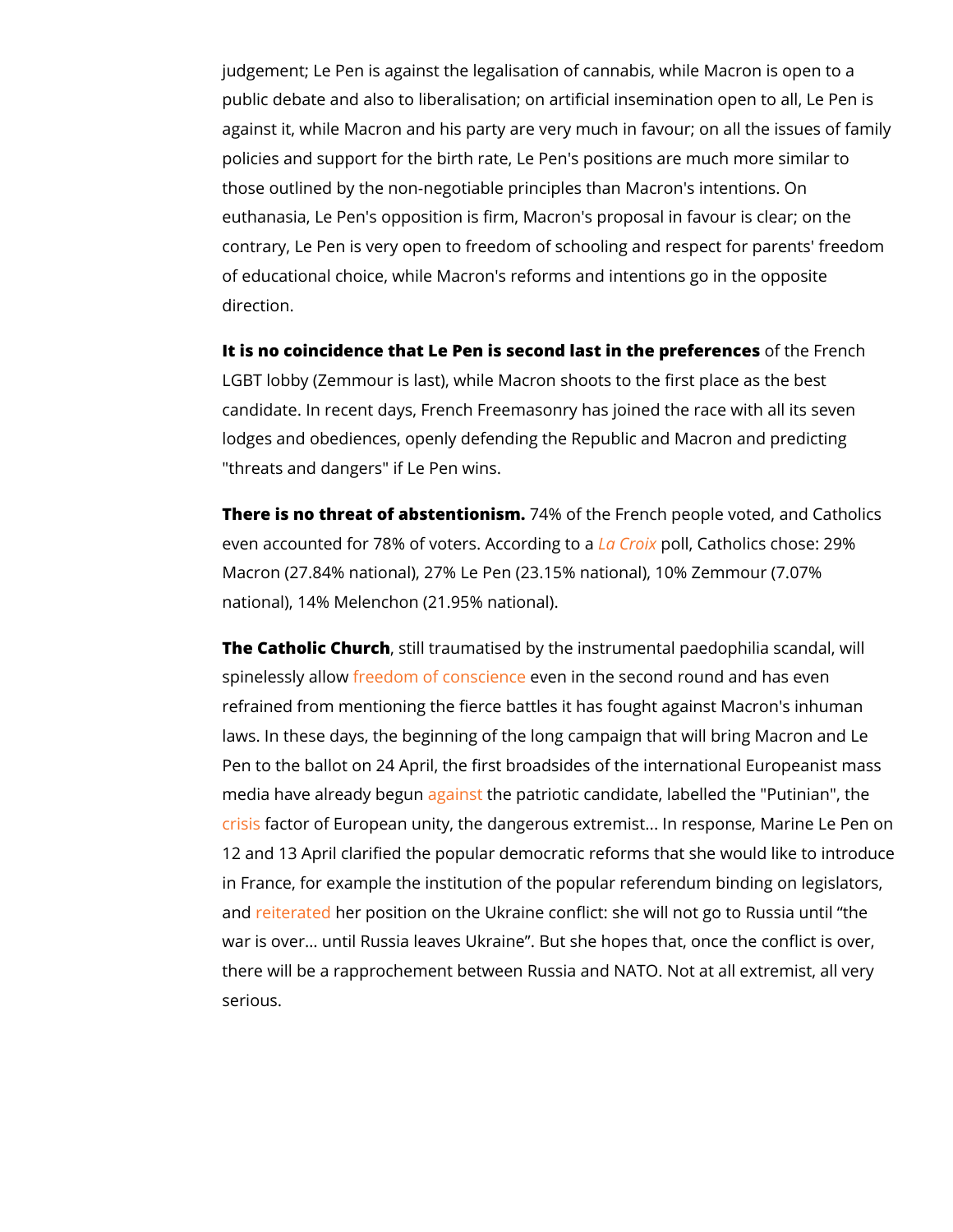judgement; Le Pen is against the legalisation of cannabis, while Macron is open to a public debate and also to liberalisation; on artificial insemination open to all, Le Pen is against it, while Macron and his party are very much in favour; on all the issues of family policies and support for the birth rate, Le Pen's positions are much more similar to those outlined by the non-negotiable principles than Macron's intentions. On euthanasia, Le Pen's opposition is firm, Macron's proposal in favour is clear; on the contrary, Le Pen is very open to freedom of schooling and respect for parents' freedom of educational choice, while Macron's reforms and intentions go in the opposite direction.

**It is no coincidence that Le Pen is second last in the preferences** of the French LGBT lobby (Zemmour is last), while Macron shoots to the first place as the best candidate. In recent days, French Freemasonry has joined the race with all its seven lodges and obediences, openly defending the Republic and Macron and predicting "threats and dangers" if Le Pen wins.

**There is no threat of abstentionism.** 74% of the French people voted, and Catholics even accounted for 78% of voters. According to a *La Croix* poll, Catholics chose: 29% Macron (27.84% national), 27% Le Pen (23.15% national), 10% Zemmour (7.07% national), 14% Melenchon (21.95% national).

**The Catholic Church**, still traumatised by the instrumental paedophilia scandal, will spinelessly allow freedom of conscience even in the second round and has even refrained from mentioning the fierce battles it has fought against Macron's inhuman laws. In these days, the beginning of the long campaign that will bring Macron and Le Pen to the ballot on 24 April, the first broadsides of the international Europeanist mass media have already begun against the patriotic candidate, labelled the "Putinian", the crisis factor of European unity, the dangerous extremist... In response, Marine Le Pen on 12 and 13 April clarified the popular democratic reforms that she would like to introduce in France, for example the institution of the popular referendum binding on legislators, and reiterated her position on the Ukraine conflict: she will not go to Russia until "the war is over... until Russia leaves Ukraine". But she hopes that, once the conflict is over, there will be a rapprochement between Russia and NATO. Not at all extremist, all very serious.